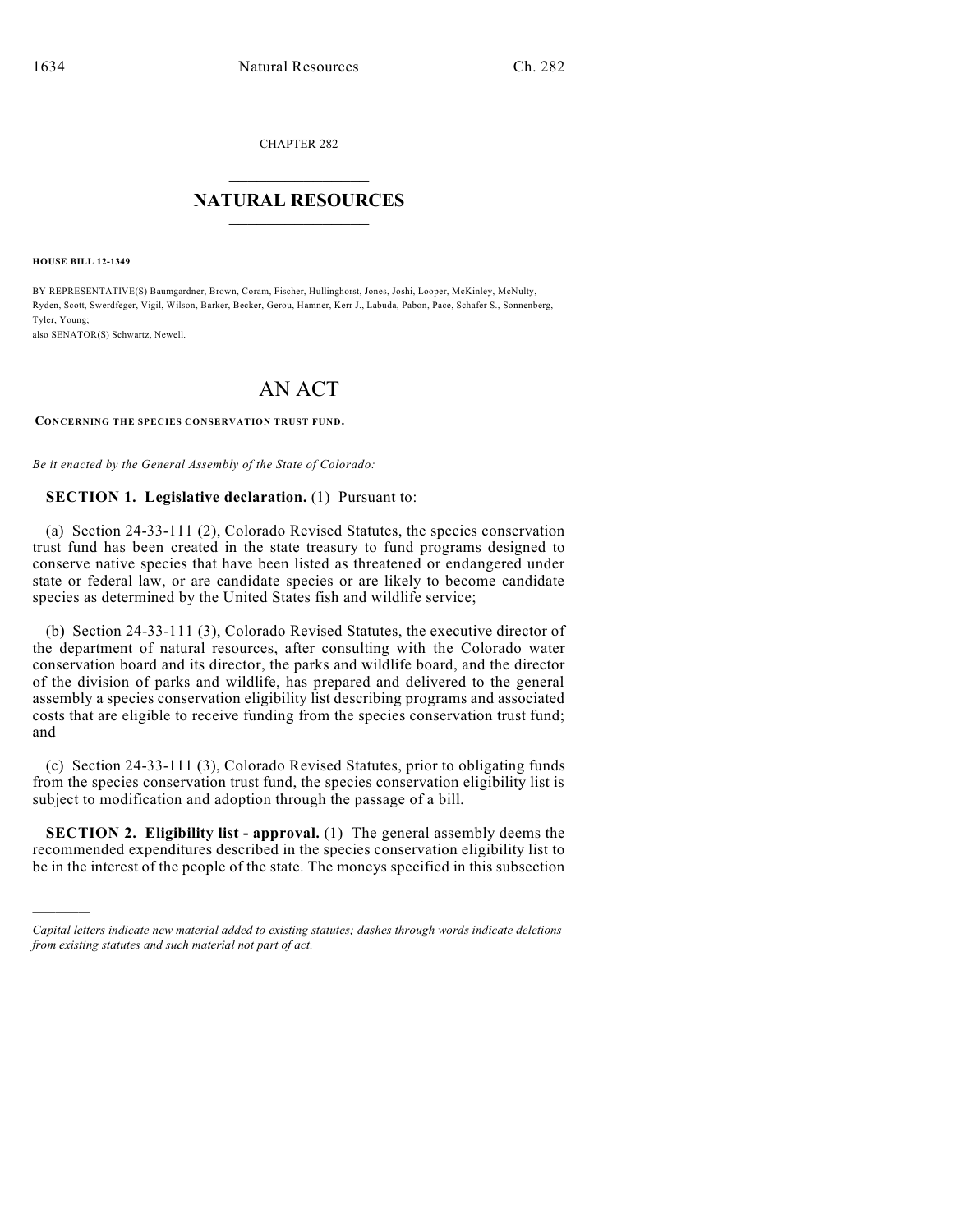CHAPTER 282

# NATURAL RESOURCES

**HOUSE BILL 12-1349**

BY REPRESENTATIVE(S) Baumgardner, Brown, Coram, Fischer, Hullinghorst, Jones, Joshi, Looper, McKinley, McNulty, Ryden, Scott, Swerdfeger, Vigil, Wilson, Barker, Becker, Gerou, Hamner, Kerr J., Labuda, Pabon, Pace, Schafer S., Sonnenberg, Tyler, Young;
also SENATOR(S) Schwartz, Newell.

# AN ACT

**CONCERNING THE SPECIES CONSERVATION TRUST FUND.**

*Be it enacted by the General Assembly of the State of Colorado:*

**SECTION 1. Legislative declaration.** (1) Pursuant to:

(a) Section 24-33-111 (2), Colorado Revised Statutes, the species conservation trust fund has been created in the state treasury to fund programs designed to conserve native species that have been listed as threatened or endangered under state or federal law, or are candidate species or are likely to become candidate species as determined by the United States fish and wildlife service;

(b) Section 24-33-111 (3), Colorado Revised Statutes, the executive director of the department of natural resources, after consulting with the Colorado water conservation board and its director, the parks and wildlife board, and the director of the division of parks and wildlife, has prepared and delivered to the general assembly a species conservation eligibility list describing programs and associated costs that are eligible to receive funding from the species conservation trust fund; and

(c) Section 24-33-111 (3), Colorado Revised Statutes, prior to obligating funds from the species conservation trust fund, the species conservation eligibility list is subject to modification and adoption through the passage of a bill.

**SECTION 2. Eligibility list - approval.** (1) The general assembly deems the recommended expenditures described in the species conservation eligibility list to be in the interest of the people of the state. The moneys specified in this subsection

---

*Capital letters indicate new material added to existing statutes; dashes through words indicate deletions from existing statutes and such material not part of act.*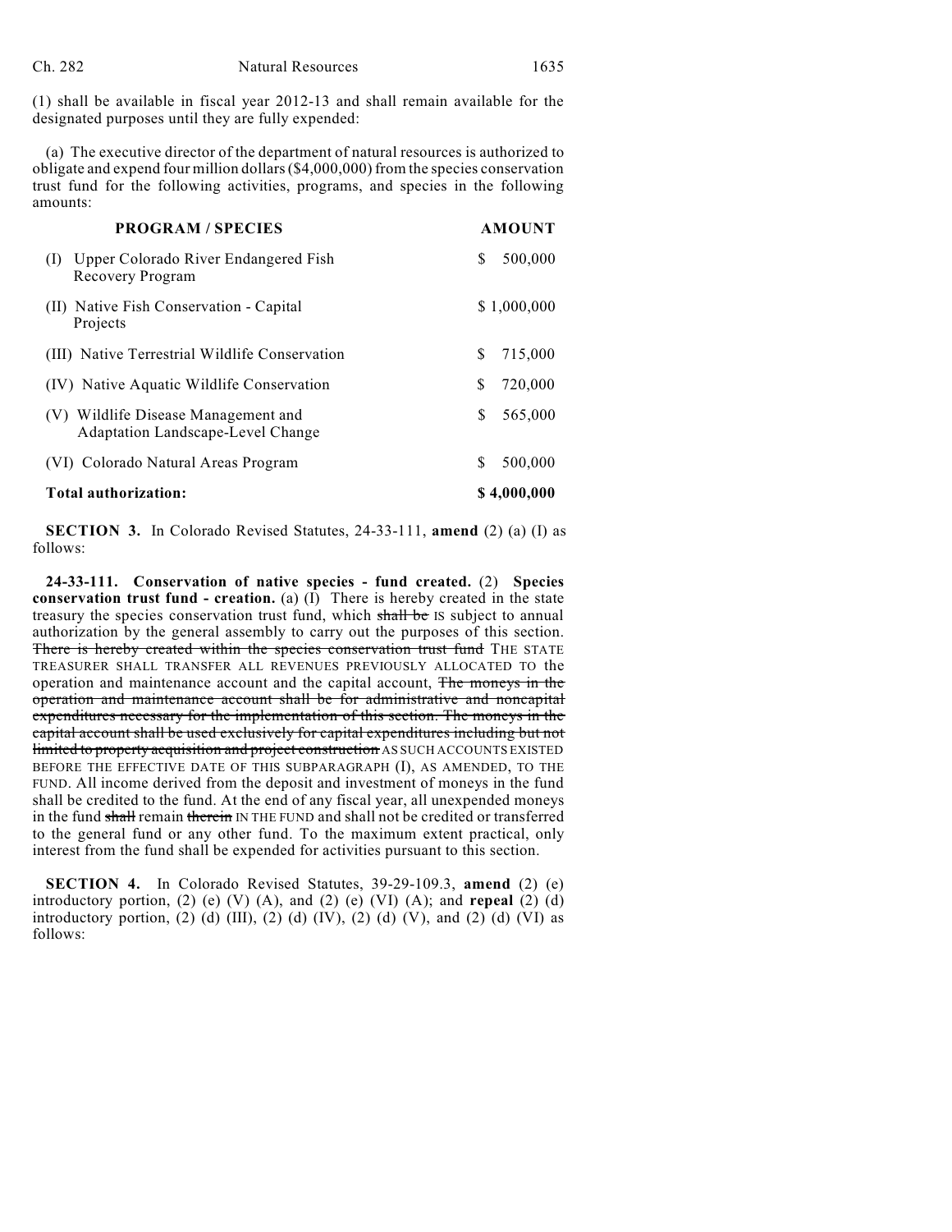(1) shall be available in fiscal year 2012-13 and shall remain available for the designated purposes until they are fully expended:

(a) The executive director of the department of natural resources is authorized to obligate and expend four million dollars ($4,000,000) from the species conservation trust fund for the following activities, programs, and species in the following amounts:

| PROGRAM / SPECIES | AMOUNT |
|---|---|
| (I) Upper Colorado River Endangered Fish Recovery Program | $ 500,000 |
| (II) Native Fish Conservation - Capital Projects | $ 1,000,000 |
| (III) Native Terrestrial Wildlife Conservation | $ 715,000 |
| (IV) Native Aquatic Wildlife Conservation | $ 720,000 |
| (V) Wildlife Disease Management and Adaptation Landscape-Level Change | $ 565,000 |
| (VI) Colorado Natural Areas Program | $ 500,000 |
| **Total authorization:** | **$ 4,000,000** |

**SECTION 3.** In Colorado Revised Statutes, 24-33-111, **amend** (2) (a) (I) as follows:

**24-33-111. Conservation of native species - fund created.** (2) **Species conservation trust fund - creation.** (a) (I) There is hereby created in the state treasury the species conservation trust fund, which ~~shall be~~ IS subject to annual authorization by the general assembly to carry out the purposes of this section. ~~There is hereby created within the species conservation trust fund~~ THE STATE TREASURER SHALL TRANSFER ALL REVENUES PREVIOUSLY ALLOCATED TO the operation and maintenance account and the capital account, ~~The moneys in the operation and maintenance account shall be for administrative and noncapital expenditures necessary for the implementation of this section. The moneys in the capital account shall be used exclusively for capital expenditures including but not limited to property acquisition and project construction~~ AS SUCH ACCOUNTS EXISTED BEFORE THE EFFECTIVE DATE OF THIS SUBPARAGRAPH (I), AS AMENDED, TO THE FUND. All income derived from the deposit and investment of moneys in the fund shall be credited to the fund. At the end of any fiscal year, all unexpended moneys in the fund ~~shall~~ remain ~~therein~~ IN THE FUND and shall not be credited or transferred to the general fund or any other fund. To the maximum extent practical, only interest from the fund shall be expended for activities pursuant to this section.

**SECTION 4.** In Colorado Revised Statutes, 39-29-109.3, **amend** (2) (e) introductory portion, (2) (e) (V) (A), and (2) (e) (VI) (A); and **repeal** (2) (d) introductory portion, (2) (d) (III), (2) (d) (IV), (2) (d) (V), and (2) (d) (VI) as follows: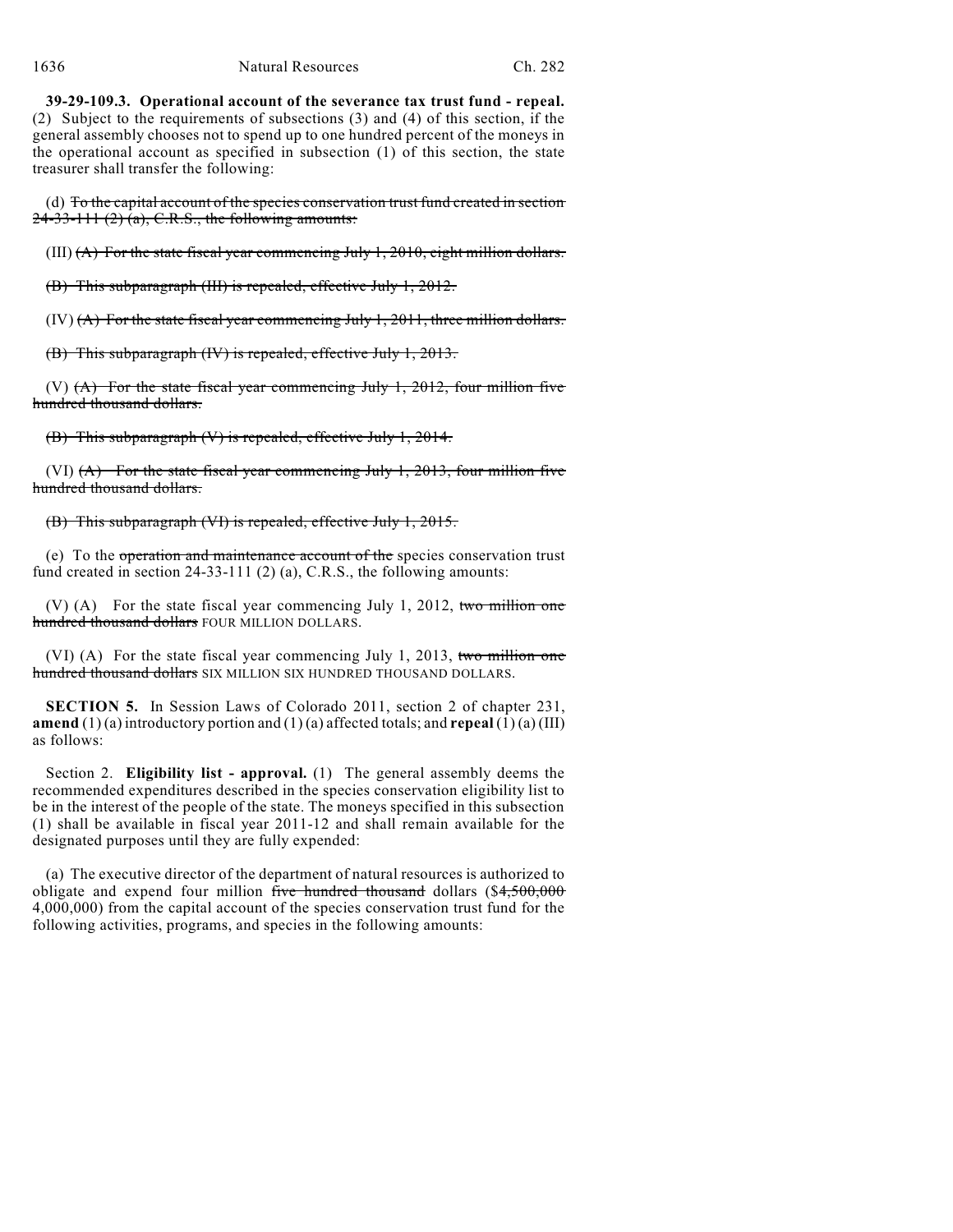**39-29-109.3. Operational account of the severance tax trust fund - repeal.** (2) Subject to the requirements of subsections (3) and (4) of this section, if the general assembly chooses not to spend up to one hundred percent of the moneys in the operational account as specified in subsection (1) of this section, the state treasurer shall transfer the following:

(d) ~~To the capital account of the species conservation trust fund created in section 24-33-111 (2) (a), C.R.S., the following amounts:~~

(III) ~~(A) For the state fiscal year commencing July 1, 2010, eight million dollars.~~

~~(B) This subparagraph (III) is repealed, effective July 1, 2012.~~

(IV) ~~(A) For the state fiscal year commencing July 1, 2011, three million dollars.~~

~~(B) This subparagraph (IV) is repealed, effective July 1, 2013.~~

(V) ~~(A) For the state fiscal year commencing July 1, 2012, four million five hundred thousand dollars.~~

~~(B) This subparagraph (V) is repealed, effective July 1, 2014.~~

(VI) ~~(A) For the state fiscal year commencing July 1, 2013, four million five hundred thousand dollars.~~

~~(B) This subparagraph (VI) is repealed, effective July 1, 2015.~~

(e) To the ~~operation and maintenance account of the~~ species conservation trust fund created in section 24-33-111 (2) (a), C.R.S., the following amounts:

(V) (A) For the state fiscal year commencing July 1, 2012, ~~two million one hundred thousand dollars~~ FOUR MILLION DOLLARS.

(VI) (A) For the state fiscal year commencing July 1, 2013, ~~two million one hundred thousand dollars~~ SIX MILLION SIX HUNDRED THOUSAND DOLLARS.

**SECTION 5.** In Session Laws of Colorado 2011, section 2 of chapter 231, **amend** (1) (a) introductory portion and (1) (a) affected totals; and **repeal** (1) (a) (III) as follows:

Section 2. **Eligibility list - approval.** (1) The general assembly deems the recommended expenditures described in the species conservation eligibility list to be in the interest of the people of the state. The moneys specified in this subsection (1) shall be available in fiscal year 2011-12 and shall remain available for the designated purposes until they are fully expended:

(a) The executive director of the department of natural resources is authorized to obligate and expend four million ~~five hundred thousand~~ dollars (~~$4,500,000~~ 4,000,000) from the capital account of the species conservation trust fund for the following activities, programs, and species in the following amounts: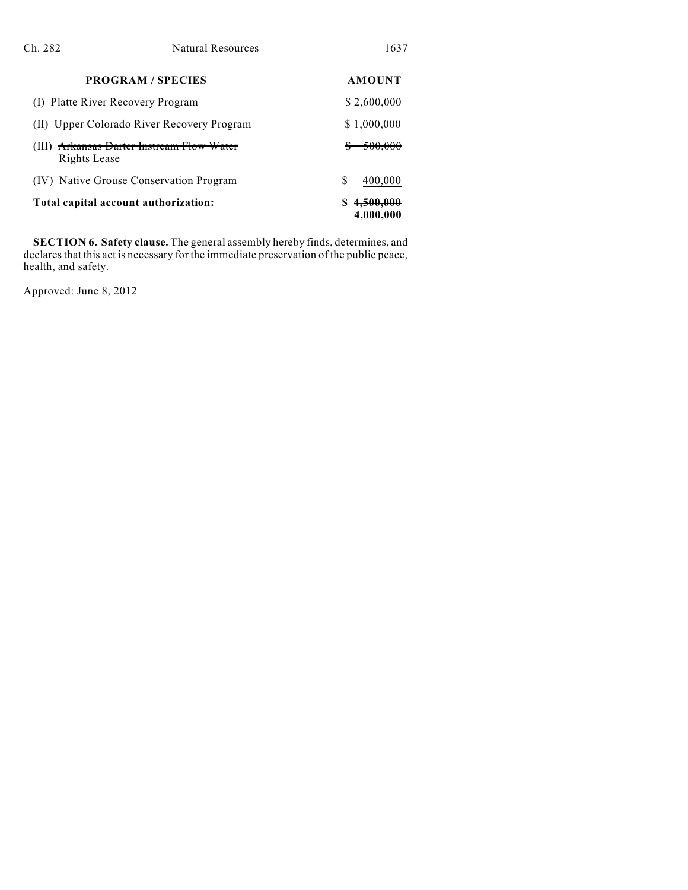| PROGRAM / SPECIES | AMOUNT |
|---|---|
| (I) Platte River Recovery Program | $ 2,600,000 |
| (II) Upper Colorado River Recovery Program | $ 1,000,000 |
| (III) ~~Arkansas Darter Instream Flow Water Rights Lease~~ | ~~$ 500,000~~ |
| (IV) Native Grouse Conservation Program | $ 400,000 |
| **Total capital account authorization:** | **$ ~~4,500,000~~ 4,000,000** |

**SECTION 6. Safety clause.** The general assembly hereby finds, determines, and declares that this act is necessary for the immediate preservation of the public peace, health, and safety.

Approved: June 8, 2012